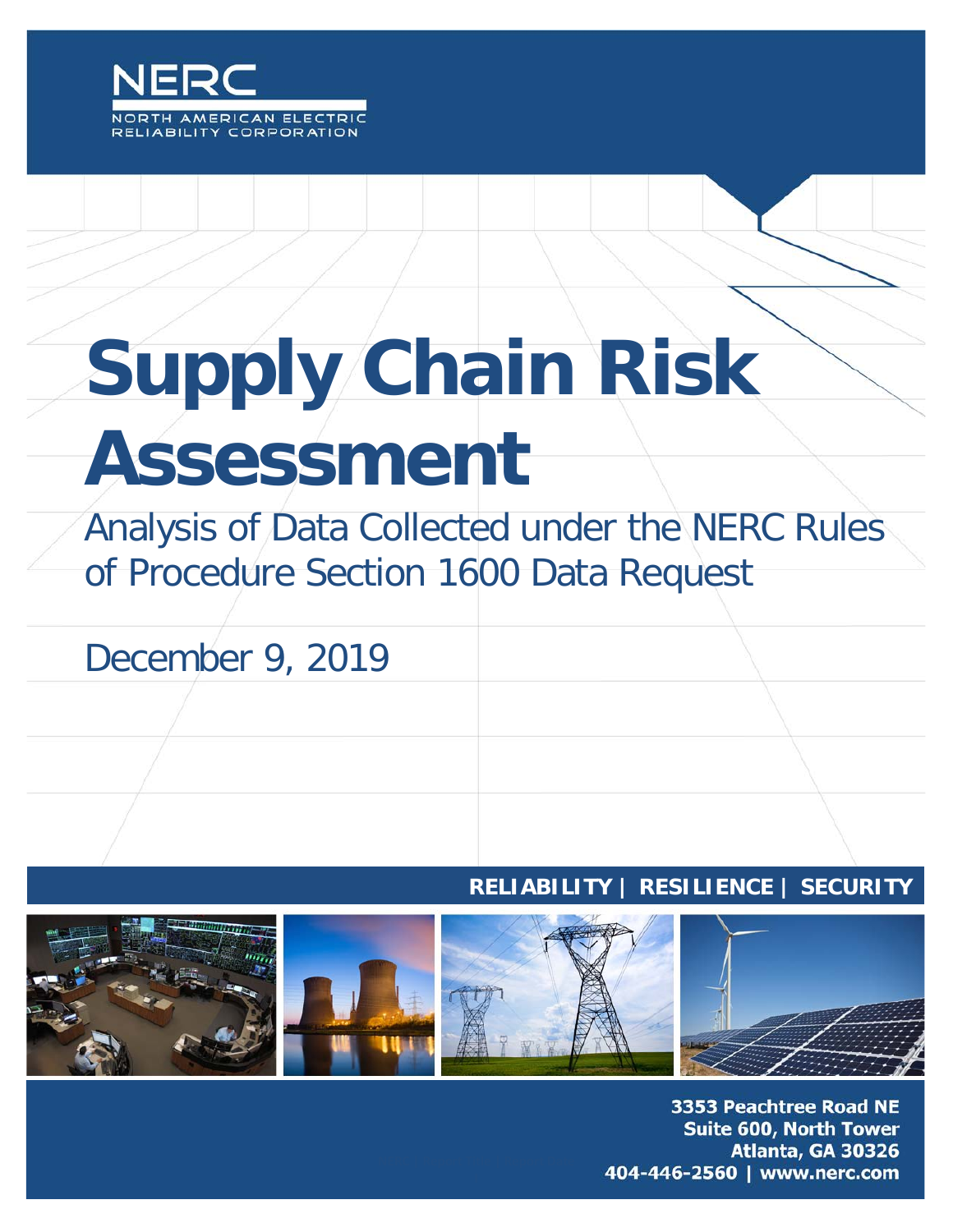NERC

NORTH AMERICAN ELECTRIC RELIABILITY CORPORATION

# Supply Chain Risk Assessment

## Analysis of Data Collected under the NERC Rules of Procedure Section 1600 Data Request

December 9, 2019

**RELIABILITY | RESILIENCE | SECURITY**

**3353 Peachtree Road NE**
**Suite 600, North Tower**
**Atlanta, GA 30326**
**404-446-2560 | www.nerc.com**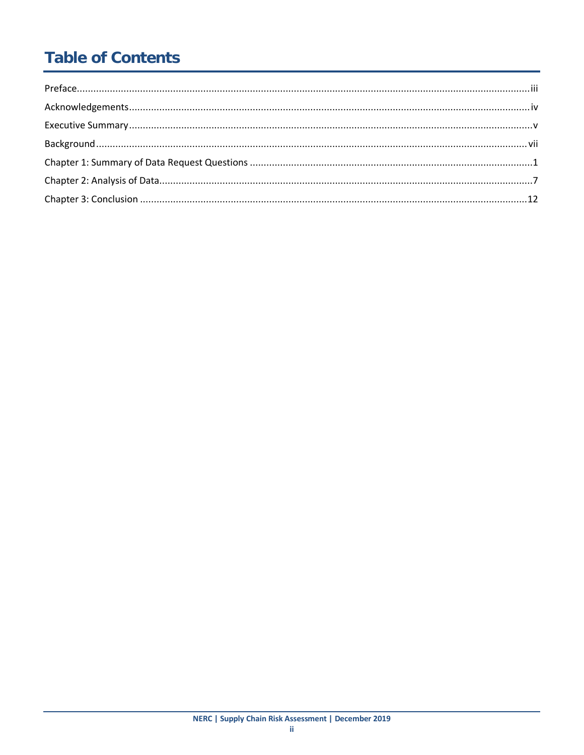# Table of Contents

Preface....................................................................................................................................................iii

Acknowledgements....................................................................................................................................iv

Executive Summary.....................................................................................................................................v

Background..............................................................................................................................................vii

Chapter 1: Summary of Data Request Questions ........................................................................................1

Chapter 2: Analysis of Data.........................................................................................................................7

Chapter 3: Conclusion ...............................................................................................................................12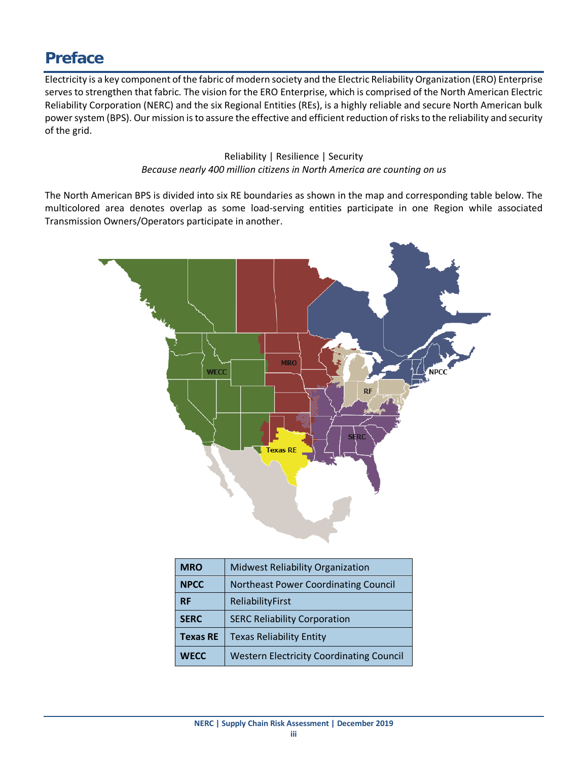# Preface

Electricity is a key component of the fabric of modern society and the Electric Reliability Organization (ERO) Enterprise serves to strengthen that fabric. The vision for the ERO Enterprise, which is comprised of the North American Electric Reliability Corporation (NERC) and the six Regional Entities (REs), is a highly reliable and secure North American bulk power system (BPS). Our mission is to assure the effective and efficient reduction of risks to the reliability and security of the grid.

Reliability | Resilience | Security

*Because nearly 400 million citizens in North America are counting on us*

The North American BPS is divided into six RE boundaries as shown in the map and corresponding table below. The multicolored area denotes overlap as some load-serving entities participate in one Region while associated Transmission Owners/Operators participate in another.

| | |
|---|---|
| **MRO** | Midwest Reliability Organization |
| **NPCC** | Northeast Power Coordinating Council |
| **RF** | ReliabilityFirst |
| **SERC** | SERC Reliability Corporation |
| **Texas RE** | Texas Reliability Entity |
| **WECC** | Western Electricity Coordinating Council |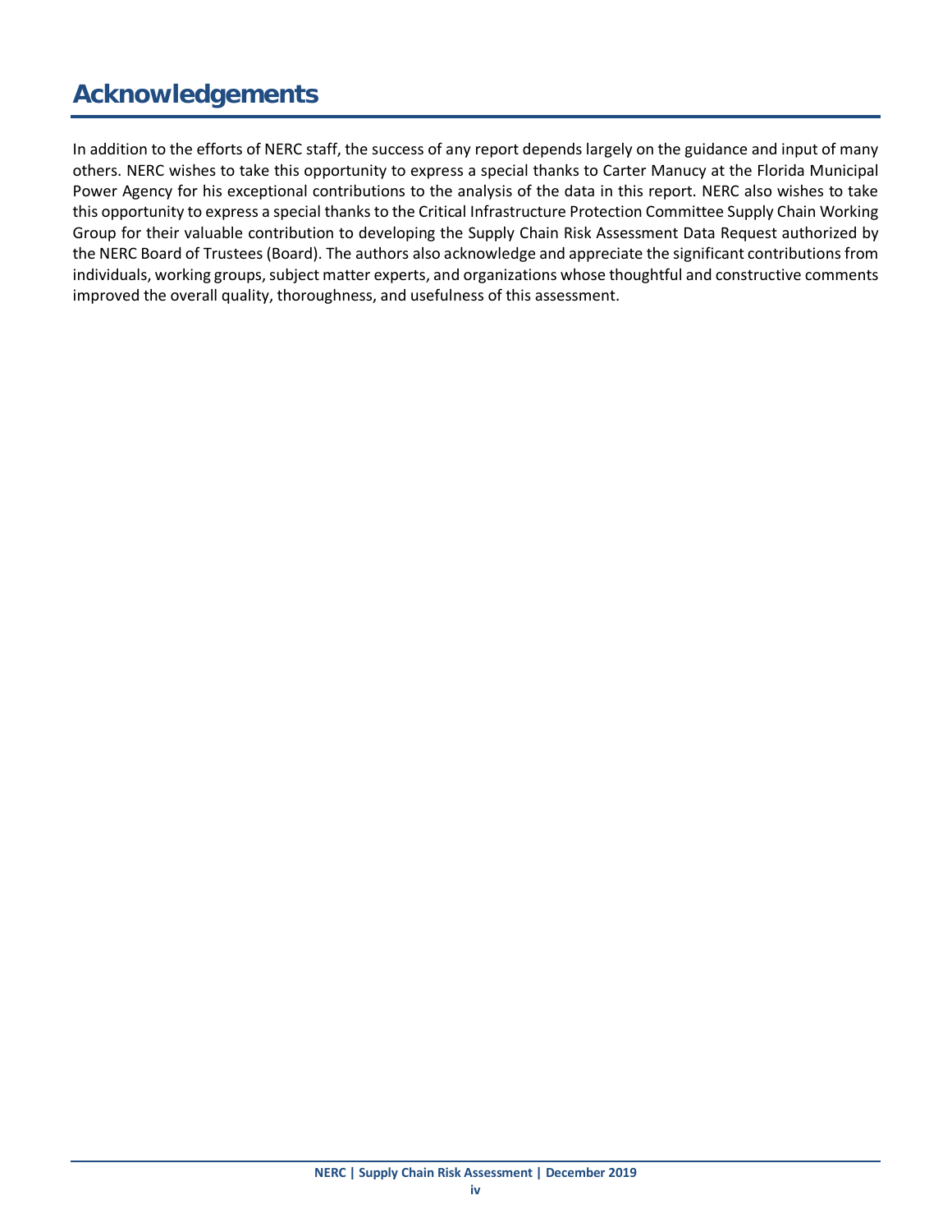# Acknowledgements

In addition to the efforts of NERC staff, the success of any report depends largely on the guidance and input of many others. NERC wishes to take this opportunity to express a special thanks to Carter Manucy at the Florida Municipal Power Agency for his exceptional contributions to the analysis of the data in this report. NERC also wishes to take this opportunity to express a special thanks to the Critical Infrastructure Protection Committee Supply Chain Working Group for their valuable contribution to developing the Supply Chain Risk Assessment Data Request authorized by the NERC Board of Trustees (Board). The authors also acknowledge and appreciate the significant contributions from individuals, working groups, subject matter experts, and organizations whose thoughtful and constructive comments improved the overall quality, thoroughness, and usefulness of this assessment.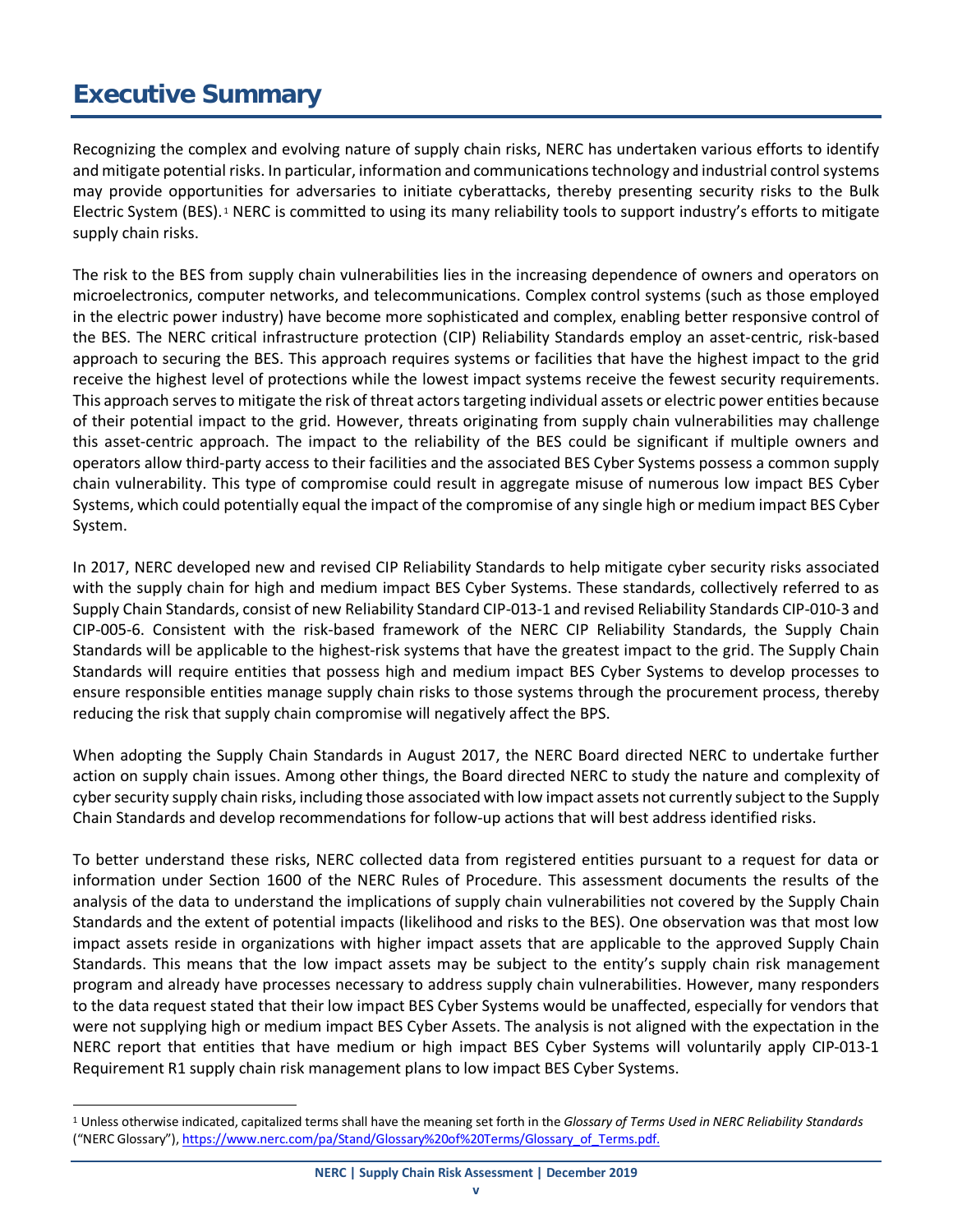# Executive Summary

Recognizing the complex and evolving nature of supply chain risks, NERC has undertaken various efforts to identify and mitigate potential risks. In particular, information and communications technology and industrial control systems may provide opportunities for adversaries to initiate cyberattacks, thereby presenting security risks to the Bulk Electric System (BES).[1] NERC is committed to using its many reliability tools to support industry's efforts to mitigate supply chain risks.

The risk to the BES from supply chain vulnerabilities lies in the increasing dependence of owners and operators on microelectronics, computer networks, and telecommunications. Complex control systems (such as those employed in the electric power industry) have become more sophisticated and complex, enabling better responsive control of the BES. The NERC critical infrastructure protection (CIP) Reliability Standards employ an asset-centric, risk-based approach to securing the BES. This approach requires systems or facilities that have the highest impact to the grid receive the highest level of protections while the lowest impact systems receive the fewest security requirements. This approach serves to mitigate the risk of threat actors targeting individual assets or electric power entities because of their potential impact to the grid. However, threats originating from supply chain vulnerabilities may challenge this asset-centric approach. The impact to the reliability of the BES could be significant if multiple owners and operators allow third-party access to their facilities and the associated BES Cyber Systems possess a common supply chain vulnerability. This type of compromise could result in aggregate misuse of numerous low impact BES Cyber Systems, which could potentially equal the impact of the compromise of any single high or medium impact BES Cyber System.

In 2017, NERC developed new and revised CIP Reliability Standards to help mitigate cyber security risks associated with the supply chain for high and medium impact BES Cyber Systems. These standards, collectively referred to as Supply Chain Standards, consist of new Reliability Standard CIP-013-1 and revised Reliability Standards CIP-010-3 and CIP-005-6. Consistent with the risk-based framework of the NERC CIP Reliability Standards, the Supply Chain Standards will be applicable to the highest-risk systems that have the greatest impact to the grid. The Supply Chain Standards will require entities that possess high and medium impact BES Cyber Systems to develop processes to ensure responsible entities manage supply chain risks to those systems through the procurement process, thereby reducing the risk that supply chain compromise will negatively affect the BPS.

When adopting the Supply Chain Standards in August 2017, the NERC Board directed NERC to undertake further action on supply chain issues. Among other things, the Board directed NERC to study the nature and complexity of cyber security supply chain risks, including those associated with low impact assets not currently subject to the Supply Chain Standards and develop recommendations for follow-up actions that will best address identified risks.

To better understand these risks, NERC collected data from registered entities pursuant to a request for data or information under Section 1600 of the NERC Rules of Procedure. This assessment documents the results of the analysis of the data to understand the implications of supply chain vulnerabilities not covered by the Supply Chain Standards and the extent of potential impacts (likelihood and risks to the BES). One observation was that most low impact assets reside in organizations with higher impact assets that are applicable to the approved Supply Chain Standards. This means that the low impact assets may be subject to the entity's supply chain risk management program and already have processes necessary to address supply chain vulnerabilities. However, many responders to the data request stated that their low impact BES Cyber Systems would be unaffected, especially for vendors that were not supplying high or medium impact BES Cyber Assets. The analysis is not aligned with the expectation in the NERC report that entities that have medium or high impact BES Cyber Systems will voluntarily apply CIP-013-1 Requirement R1 supply chain risk management plans to low impact BES Cyber Systems.

[1] Unless otherwise indicated, capitalized terms shall have the meaning set forth in the *Glossary of Terms Used in NERC Reliability Standards* ("NERC Glossary"), https://www.nerc.com/pa/Stand/Glossary%20of%20Terms/Glossary_of_Terms.pdf.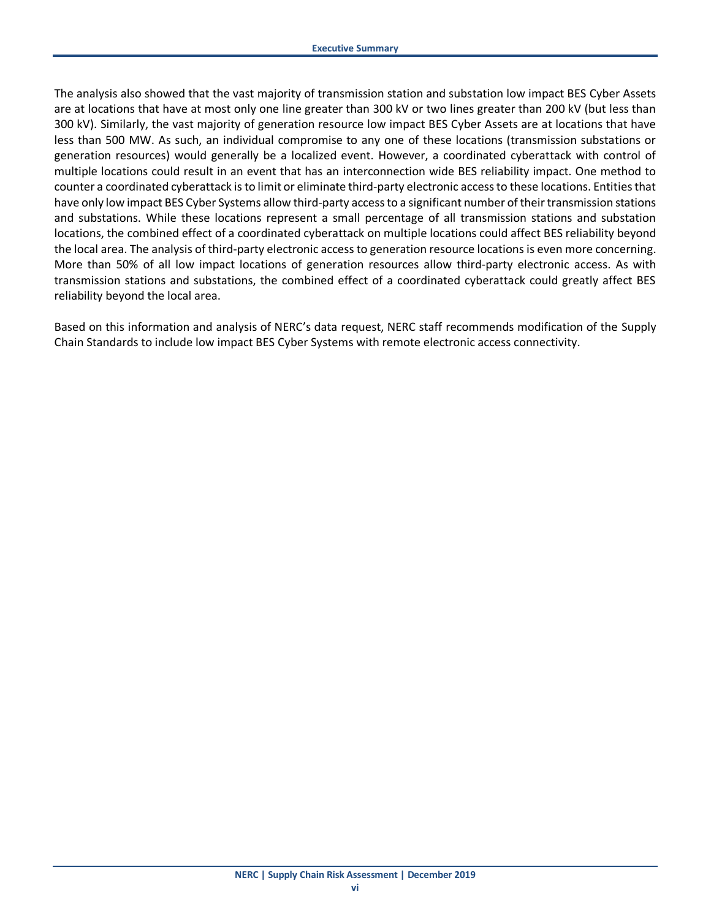The analysis also showed that the vast majority of transmission station and substation low impact BES Cyber Assets are at locations that have at most only one line greater than 300 kV or two lines greater than 200 kV (but less than 300 kV). Similarly, the vast majority of generation resource low impact BES Cyber Assets are at locations that have less than 500 MW. As such, an individual compromise to any one of these locations (transmission substations or generation resources) would generally be a localized event. However, a coordinated cyberattack with control of multiple locations could result in an event that has an interconnection wide BES reliability impact. One method to counter a coordinated cyberattack is to limit or eliminate third-party electronic access to these locations. Entities that have only low impact BES Cyber Systems allow third-party access to a significant number of their transmission stations and substations. While these locations represent a small percentage of all transmission stations and substation locations, the combined effect of a coordinated cyberattack on multiple locations could affect BES reliability beyond the local area. The analysis of third-party electronic access to generation resource locations is even more concerning. More than 50% of all low impact locations of generation resources allow third-party electronic access. As with transmission stations and substations, the combined effect of a coordinated cyberattack could greatly affect BES reliability beyond the local area.

Based on this information and analysis of NERC's data request, NERC staff recommends modification of the Supply Chain Standards to include low impact BES Cyber Systems with remote electronic access connectivity.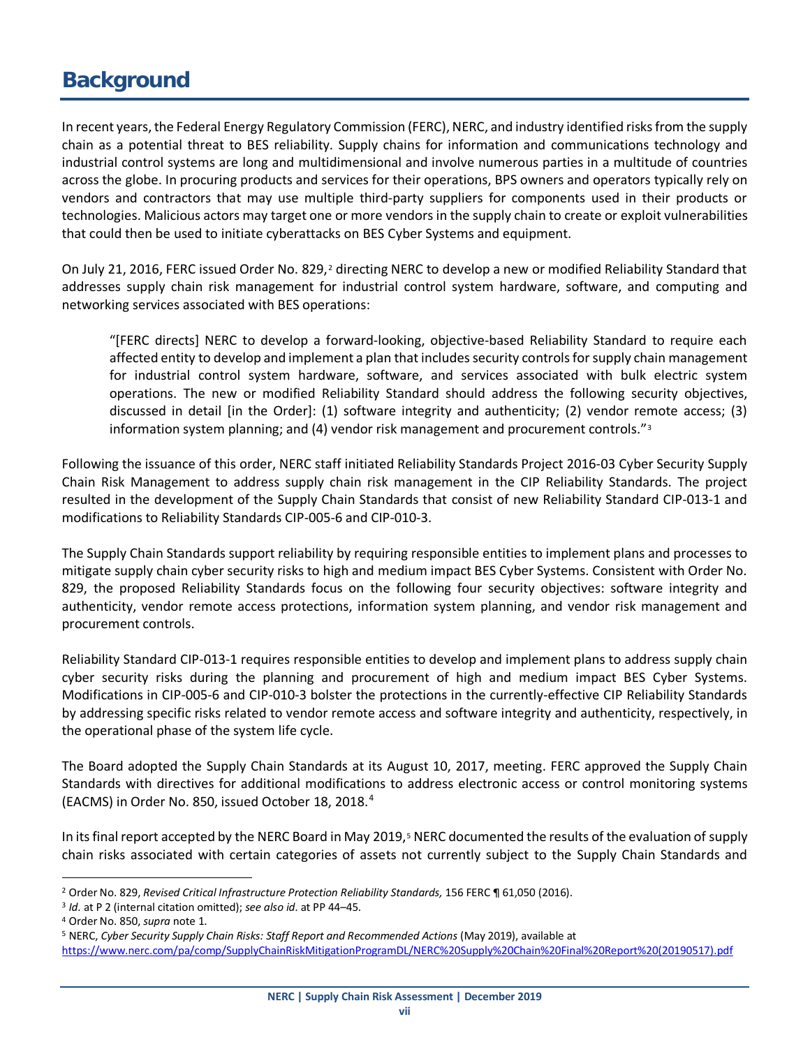# Background

In recent years, the Federal Energy Regulatory Commission (FERC), NERC, and industry identified risks from the supply chain as a potential threat to BES reliability. Supply chains for information and communications technology and industrial control systems are long and multidimensional and involve numerous parties in a multitude of countries across the globe. In procuring products and services for their operations, BPS owners and operators typically rely on vendors and contractors that may use multiple third-party suppliers for components used in their products or technologies. Malicious actors may target one or more vendors in the supply chain to create or exploit vulnerabilities that could then be used to initiate cyberattacks on BES Cyber Systems and equipment.

On July 21, 2016, FERC issued Order No. 829,[2] directing NERC to develop a new or modified Reliability Standard that addresses supply chain risk management for industrial control system hardware, software, and computing and networking services associated with BES operations:

> "[FERC directs] NERC to develop a forward-looking, objective-based Reliability Standard to require each affected entity to develop and implement a plan that includes security controls for supply chain management for industrial control system hardware, software, and services associated with bulk electric system operations. The new or modified Reliability Standard should address the following security objectives, discussed in detail [in the Order]: (1) software integrity and authenticity; (2) vendor remote access; (3) information system planning; and (4) vendor risk management and procurement controls."[3]

Following the issuance of this order, NERC staff initiated Reliability Standards Project 2016-03 Cyber Security Supply Chain Risk Management to address supply chain risk management in the CIP Reliability Standards. The project resulted in the development of the Supply Chain Standards that consist of new Reliability Standard CIP-013-1 and modifications to Reliability Standards CIP-005-6 and CIP-010-3.

The Supply Chain Standards support reliability by requiring responsible entities to implement plans and processes to mitigate supply chain cyber security risks to high and medium impact BES Cyber Systems. Consistent with Order No. 829, the proposed Reliability Standards focus on the following four security objectives: software integrity and authenticity, vendor remote access protections, information system planning, and vendor risk management and procurement controls.

Reliability Standard CIP-013-1 requires responsible entities to develop and implement plans to address supply chain cyber security risks during the planning and procurement of high and medium impact BES Cyber Systems. Modifications in CIP-005-6 and CIP-010-3 bolster the protections in the currently-effective CIP Reliability Standards by addressing specific risks related to vendor remote access and software integrity and authenticity, respectively, in the operational phase of the system life cycle.

The Board adopted the Supply Chain Standards at its August 10, 2017, meeting. FERC approved the Supply Chain Standards with directives for additional modifications to address electronic access or control monitoring systems (EACMS) in Order No. 850, issued October 18, 2018.[4]

In its final report accepted by the NERC Board in May 2019,[5] NERC documented the results of the evaluation of supply chain risks associated with certain categories of assets not currently subject to the Supply Chain Standards and

---

[2] Order No. 829, *Revised Critical Infrastructure Protection Reliability Standards,* 156 FERC ¶ 61,050 (2016).

[3] *Id.* at P 2 (internal citation omitted); *see also id.* at PP 44–45.

[4] Order No. 850, *supra* note 1.

[5] NERC, *Cyber Security Supply Chain Risks: Staff Report and Recommended Actions* (May 2019), available at https://www.nerc.com/pa/comp/SupplyChainRiskMitigationProgramDL/NERC%20Supply%20Chain%20Final%20Report%20(20190517).pdf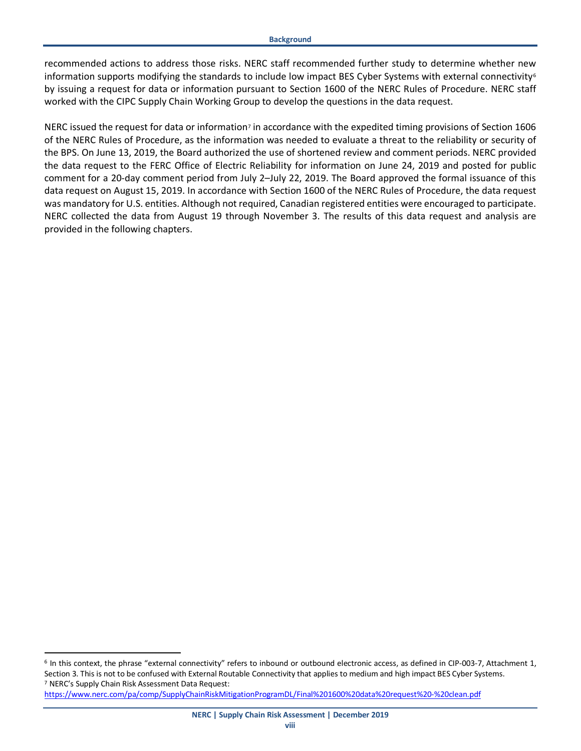recommended actions to address those risks. NERC staff recommended further study to determine whether new information supports modifying the standards to include low impact BES Cyber Systems with external connectivity[6] by issuing a request for data or information pursuant to Section 1600 of the NERC Rules of Procedure. NERC staff worked with the CIPC Supply Chain Working Group to develop the questions in the data request.

NERC issued the request for data or information[7] in accordance with the expedited timing provisions of Section 1606 of the NERC Rules of Procedure, as the information was needed to evaluate a threat to the reliability or security of the BPS. On June 13, 2019, the Board authorized the use of shortened review and comment periods. NERC provided the data request to the FERC Office of Electric Reliability for information on June 24, 2019 and posted for public comment for a 20-day comment period from July 2–July 22, 2019. The Board approved the formal issuance of this data request on August 15, 2019. In accordance with Section 1600 of the NERC Rules of Procedure, the data request was mandatory for U.S. entities. Although not required, Canadian registered entities were encouraged to participate. NERC collected the data from August 19 through November 3. The results of this data request and analysis are provided in the following chapters.

---

[6] In this context, the phrase "external connectivity" refers to inbound or outbound electronic access, as defined in CIP-003-7, Attachment 1, Section 3. This is not to be confused with External Routable Connectivity that applies to medium and high impact BES Cyber Systems.

[7] NERC's Supply Chain Risk Assessment Data Request: https://www.nerc.com/pa/comp/SupplyChainRiskMitigationProgramDL/Final%201600%20data%20request%20-%20clean.pdf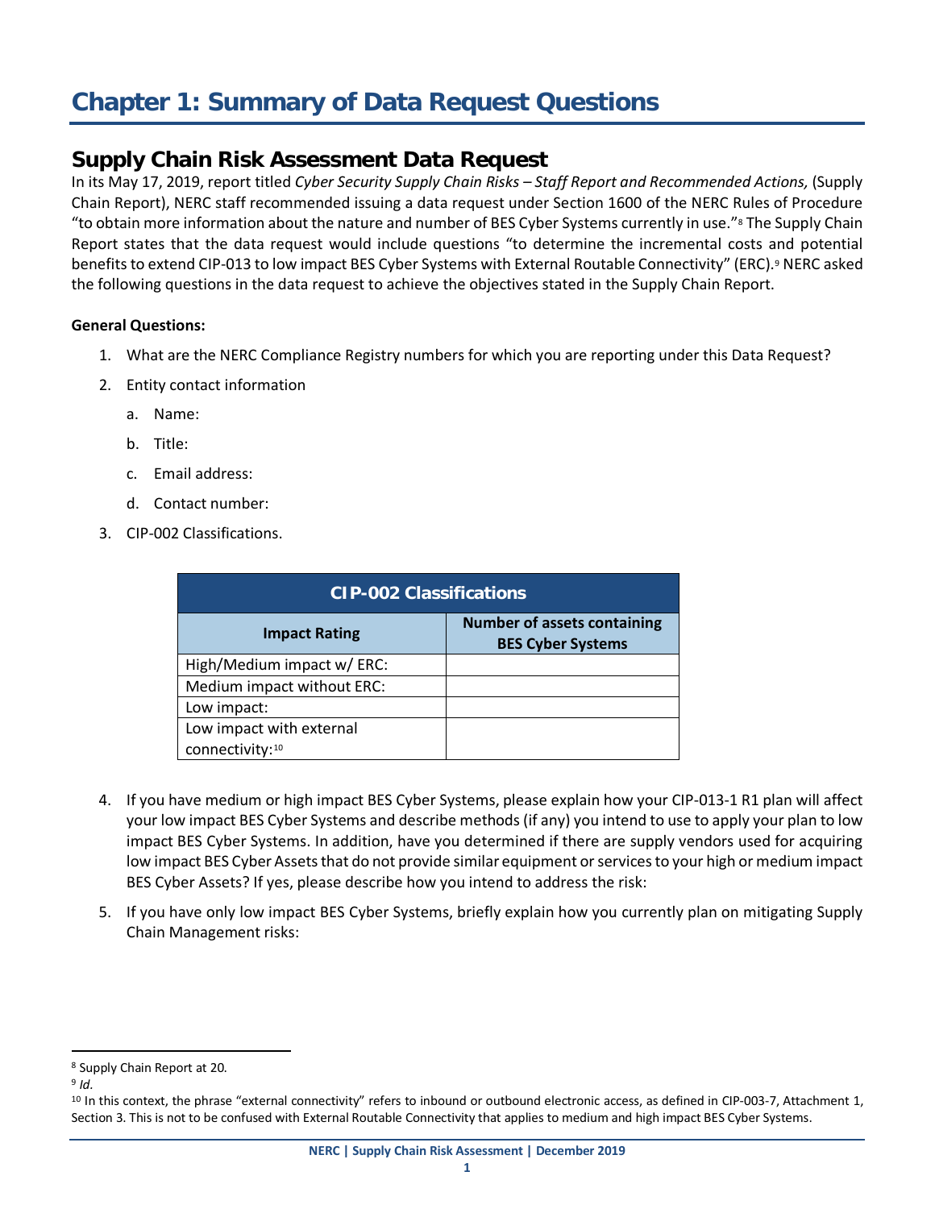# Chapter 1: Summary of Data Request Questions

## Supply Chain Risk Assessment Data Request

In its May 17, 2019, report titled *Cyber Security Supply Chain Risks – Staff Report and Recommended Actions,* (Supply Chain Report), NERC staff recommended issuing a data request under Section 1600 of the NERC Rules of Procedure "to obtain more information about the nature and number of BES Cyber Systems currently in use."[8] The Supply Chain Report states that the data request would include questions "to determine the incremental costs and potential benefits to extend CIP-013 to low impact BES Cyber Systems with External Routable Connectivity" (ERC).[9] NERC asked the following questions in the data request to achieve the objectives stated in the Supply Chain Report.

**General Questions:**

1. What are the NERC Compliance Registry numbers for which you are reporting under this Data Request?
2. Entity contact information
   a. Name:
   b. Title:
   c. Email address:
   d. Contact number:
3. CIP-002 Classifications.

| CIP-002 Classifications | |
|---|---|
| **Impact Rating** | **Number of assets containing BES Cyber Systems** |
| High/Medium impact w/ ERC: | |
| Medium impact without ERC: | |
| Low impact: | |
| Low impact with external connectivity:[10] | |

4. If you have medium or high impact BES Cyber Systems, please explain how your CIP-013-1 R1 plan will affect your low impact BES Cyber Systems and describe methods (if any) you intend to use to apply your plan to low impact BES Cyber Systems. In addition, have you determined if there are supply vendors used for acquiring low impact BES Cyber Assets that do not provide similar equipment or services to your high or medium impact BES Cyber Assets? If yes, please describe how you intend to address the risk:
5. If you have only low impact BES Cyber Systems, briefly explain how you currently plan on mitigating Supply Chain Management risks:

---

[8] Supply Chain Report at 20.

[9] *Id*.

[10] In this context, the phrase "external connectivity" refers to inbound or outbound electronic access, as defined in CIP-003-7, Attachment 1, Section 3. This is not to be confused with External Routable Connectivity that applies to medium and high impact BES Cyber Systems.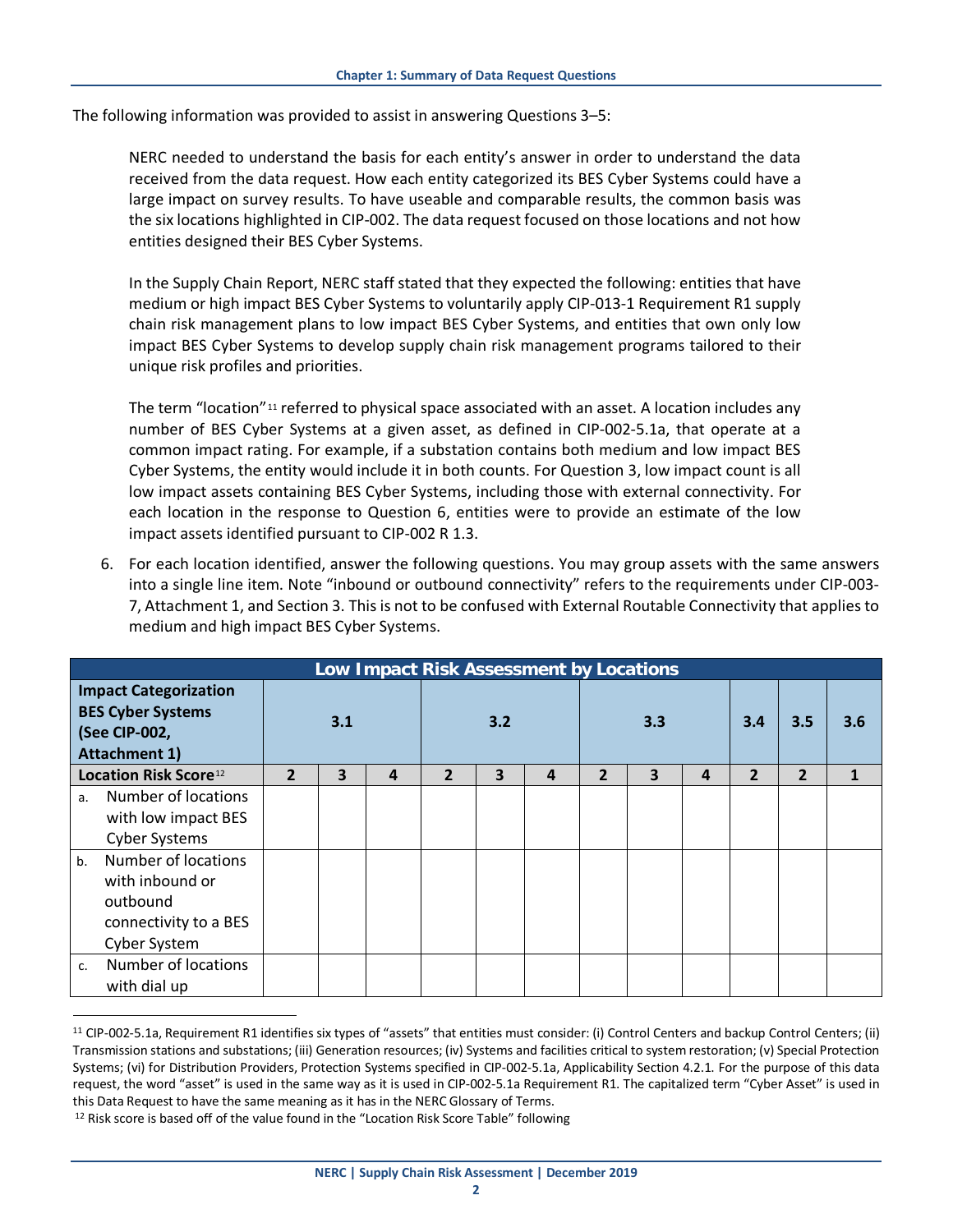The following information was provided to assist in answering Questions 3–5:

> NERC needed to understand the basis for each entity's answer in order to understand the data received from the data request. How each entity categorized its BES Cyber Systems could have a large impact on survey results. To have useable and comparable results, the common basis was the six locations highlighted in CIP-002. The data request focused on those locations and not how entities designed their BES Cyber Systems.
>
> In the Supply Chain Report, NERC staff stated that they expected the following: entities that have medium or high impact BES Cyber Systems to voluntarily apply CIP-013-1 Requirement R1 supply chain risk management plans to low impact BES Cyber Systems, and entities that own only low impact BES Cyber Systems to develop supply chain risk management programs tailored to their unique risk profiles and priorities.
>
> The term "location"[11] referred to physical space associated with an asset. A location includes any number of BES Cyber Systems at a given asset, as defined in CIP-002-5.1a, that operate at a common impact rating. For example, if a substation contains both medium and low impact BES Cyber Systems, the entity would include it in both counts. For Question 3, low impact count is all low impact assets containing BES Cyber Systems, including those with external connectivity. For each location in the response to Question 6, entities were to provide an estimate of the low impact assets identified pursuant to CIP-002 R 1.3.

6. For each location identified, answer the following questions. You may group assets with the same answers into a single line item. Note "inbound or outbound connectivity" refers to the requirements under CIP-003-7, Attachment 1, and Section 3. This is not to be confused with External Routable Connectivity that applies to medium and high impact BES Cyber Systems.

| Low Impact Risk Assessment by Locations | | | | | | | | | | | |
|---|---|---|---|---|---|---|---|---|---|---|---|
| **Impact Categorization BES Cyber Systems (See CIP-002, Attachment 1)** | **3.1** | | | **3.2** | | | **3.3** | | | **3.4** | **3.5** | **3.6** |
| **Location Risk Score**[12] | **2** | **3** | **4** | **2** | **3** | **4** | **2** | **3** | **4** | **2** | **2** | **1** |
| a. Number of locations with low impact BES Cyber Systems | | | | | | | | | | | | |
| b. Number of locations with inbound or outbound connectivity to a BES Cyber System | | | | | | | | | | | | |
| c. Number of locations with dial up | | | | | | | | | | | | |

[11] CIP-002-5.1a, Requirement R1 identifies six types of "assets" that entities must consider: (i) Control Centers and backup Control Centers; (ii) Transmission stations and substations; (iii) Generation resources; (iv) Systems and facilities critical to system restoration; (v) Special Protection Systems; (vi) for Distribution Providers, Protection Systems specified in CIP-002-5.1a, Applicability Section 4.2.1. For the purpose of this data request, the word "asset" is used in the same way as it is used in CIP-002-5.1a Requirement R1. The capitalized term "Cyber Asset" is used in this Data Request to have the same meaning as it has in the NERC Glossary of Terms.

[12] Risk score is based off of the value found in the "Location Risk Score Table" following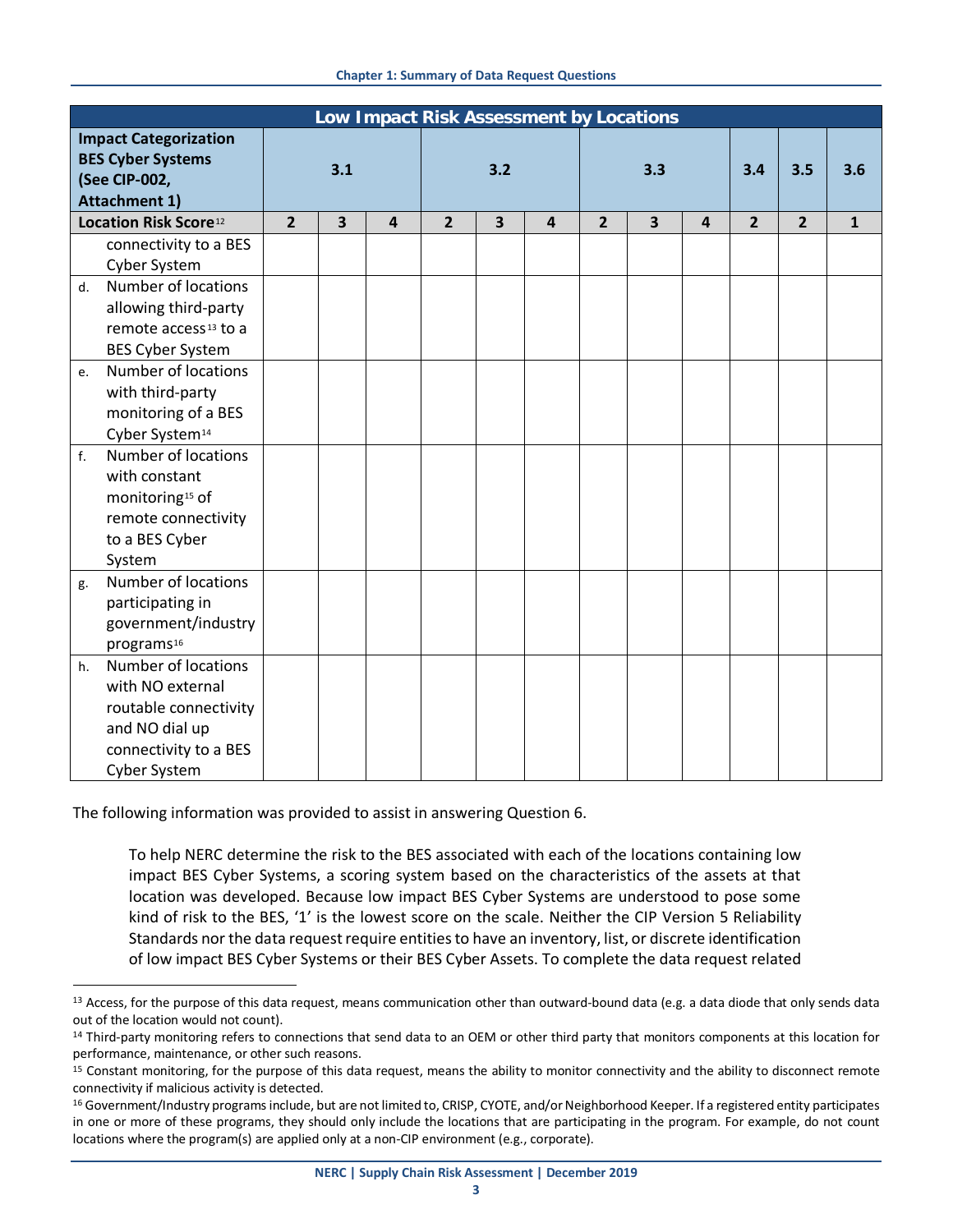| Low Impact Risk Assessment by Locations | | | | | | | | | | | | |
|---|---|---|---|---|---|---|---|---|---|---|---|---|
| **Impact Categorization BES Cyber Systems (See CIP-002, Attachment 1)** | 3.1 | | | 3.2 | | | 3.3 | | | 3.4 | 3.5 | 3.6 |
| **Location Risk Score**[12] | 2 | 3 | 4 | 2 | 3 | 4 | 2 | 3 | 4 | 2 | 2 | 1 |
| connectivity to a BES Cyber System | | | | | | | | | | | | |
| d. Number of locations allowing third-party remote access[13] to a BES Cyber System | | | | | | | | | | | | |
| e. Number of locations with third-party monitoring of a BES Cyber System[14] | | | | | | | | | | | | |
| f. Number of locations with constant monitoring[15] of remote connectivity to a BES Cyber System | | | | | | | | | | | | |
| g. Number of locations participating in government/industry programs[16] | | | | | | | | | | | | |
| h. Number of locations with NO external routable connectivity and NO dial up connectivity to a BES Cyber System | | | | | | | | | | | | |

The following information was provided to assist in answering Question 6.

> To help NERC determine the risk to the BES associated with each of the locations containing low impact BES Cyber Systems, a scoring system based on the characteristics of the assets at that location was developed. Because low impact BES Cyber Systems are understood to pose some kind of risk to the BES, '1' is the lowest score on the scale. Neither the CIP Version 5 Reliability Standards nor the data request require entities to have an inventory, list, or discrete identification of low impact BES Cyber Systems or their BES Cyber Assets. To complete the data request related

[13] Access, for the purpose of this data request, means communication other than outward-bound data (e.g. a data diode that only sends data out of the location would not count).

[14] Third-party monitoring refers to connections that send data to an OEM or other third party that monitors components at this location for performance, maintenance, or other such reasons.

[15] Constant monitoring, for the purpose of this data request, means the ability to monitor connectivity and the ability to disconnect remote connectivity if malicious activity is detected.

[16] Government/Industry programs include, but are not limited to, CRISP, CYOTE, and/or Neighborhood Keeper. If a registered entity participates in one or more of these programs, they should only include the locations that are participating in the program. For example, do not count locations where the program(s) are applied only at a non-CIP environment (e.g., corporate).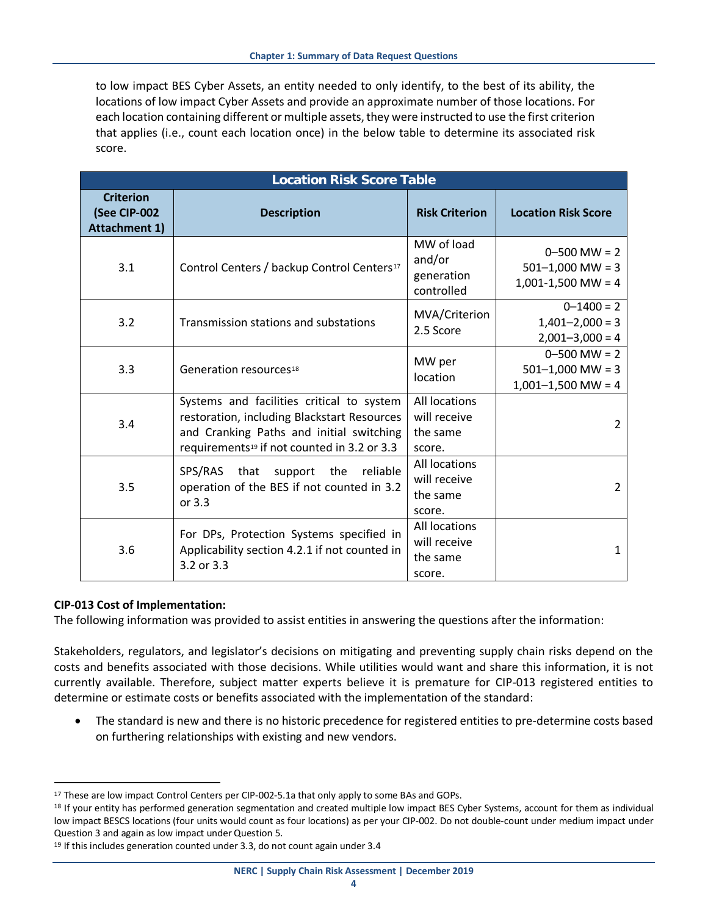to low impact BES Cyber Assets, an entity needed to only identify, to the best of its ability, the locations of low impact Cyber Assets and provide an approximate number of those locations. For each location containing different or multiple assets, they were instructed to use the first criterion that applies (i.e., count each location once) in the below table to determine its associated risk score.

| Location Risk Score Table | | | |
|---|---|---|---|
| **Criterion (See CIP-002 Attachment 1)** | **Description** | **Risk Criterion** | **Location Risk Score** |
| 3.1 | Control Centers / backup Control Centers[17] | MW of load and/or generation controlled | 0–500 MW = 2<br>501–1,000 MW = 3<br>1,001-1,500 MW = 4 |
| 3.2 | Transmission stations and substations | MVA/Criterion 2.5 Score | 0–1400 = 2<br>1,401–2,000 = 3<br>2,001–3,000 = 4 |
| 3.3 | Generation resources[18] | MW per location | 0–500 MW = 2<br>501–1,000 MW = 3<br>1,001–1,500 MW = 4 |
| 3.4 | Systems and facilities critical to system restoration, including Blackstart Resources and Cranking Paths and initial switching requirements[19] if not counted in 3.2 or 3.3 | All locations will receive the same score. | 2 |
| 3.5 | SPS/RAS that support the reliable operation of the BES if not counted in 3.2 or 3.3 | All locations will receive the same score. | 2 |
| 3.6 | For DPs, Protection Systems specified in Applicability section 4.2.1 if not counted in 3.2 or 3.3 | All locations will receive the same score. | 1 |

**CIP-013 Cost of Implementation:**

The following information was provided to assist entities in answering the questions after the information:

Stakeholders, regulators, and legislator's decisions on mitigating and preventing supply chain risks depend on the costs and benefits associated with those decisions. While utilities would want and share this information, it is not currently available. Therefore, subject matter experts believe it is premature for CIP-013 registered entities to determine or estimate costs or benefits associated with the implementation of the standard:

- The standard is new and there is no historic precedence for registered entities to pre-determine costs based on furthering relationships with existing and new vendors.

---

[17] These are low impact Control Centers per CIP-002-5.1a that only apply to some BAs and GOPs.

[18] If your entity has performed generation segmentation and created multiple low impact BES Cyber Systems, account for them as individual low impact BESCS locations (four units would count as four locations) as per your CIP-002. Do not double-count under medium impact under Question 3 and again as low impact under Question 5.

[19] If this includes generation counted under 3.3, do not count again under 3.4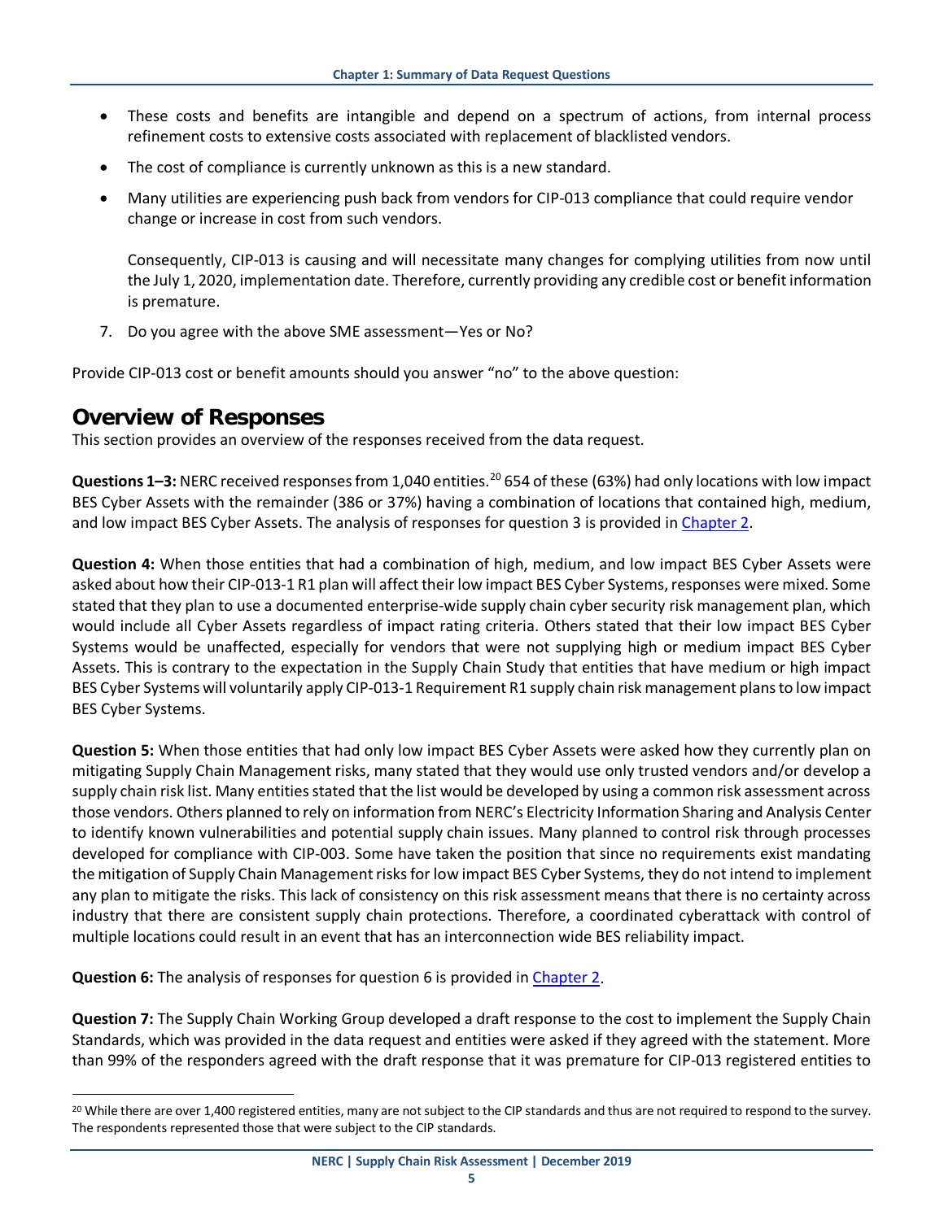- These costs and benefits are intangible and depend on a spectrum of actions, from internal process refinement costs to extensive costs associated with replacement of blacklisted vendors.
- The cost of compliance is currently unknown as this is a new standard.
- Many utilities are experiencing push back from vendors for CIP-013 compliance that could require vendor change or increase in cost from such vendors.

  Consequently, CIP-013 is causing and will necessitate many changes for complying utilities from now until the July 1, 2020, implementation date. Therefore, currently providing any credible cost or benefit information is premature.

7. Do you agree with the above SME assessment—Yes or No?

Provide CIP-013 cost or benefit amounts should you answer "no" to the above question:

## Overview of Responses

This section provides an overview of the responses received from the data request.

**Questions 1–3:** NERC received responses from 1,040 entities.[20] 654 of these (63%) had only locations with low impact BES Cyber Assets with the remainder (386 or 37%) having a combination of locations that contained high, medium, and low impact BES Cyber Assets. The analysis of responses for question 3 is provided in Chapter 2.

**Question 4:** When those entities that had a combination of high, medium, and low impact BES Cyber Assets were asked about how their CIP-013-1 R1 plan will affect their low impact BES Cyber Systems, responses were mixed. Some stated that they plan to use a documented enterprise-wide supply chain cyber security risk management plan, which would include all Cyber Assets regardless of impact rating criteria. Others stated that their low impact BES Cyber Systems would be unaffected, especially for vendors that were not supplying high or medium impact BES Cyber Assets. This is contrary to the expectation in the Supply Chain Study that entities that have medium or high impact BES Cyber Systems will voluntarily apply CIP-013-1 Requirement R1 supply chain risk management plans to low impact BES Cyber Systems.

**Question 5:** When those entities that had only low impact BES Cyber Assets were asked how they currently plan on mitigating Supply Chain Management risks, many stated that they would use only trusted vendors and/or develop a supply chain risk list. Many entities stated that the list would be developed by using a common risk assessment across those vendors. Others planned to rely on information from NERC's Electricity Information Sharing and Analysis Center to identify known vulnerabilities and potential supply chain issues. Many planned to control risk through processes developed for compliance with CIP-003. Some have taken the position that since no requirements exist mandating the mitigation of Supply Chain Management risks for low impact BES Cyber Systems, they do not intend to implement any plan to mitigate the risks. This lack of consistency on this risk assessment means that there is no certainty across industry that there are consistent supply chain protections. Therefore, a coordinated cyberattack with control of multiple locations could result in an event that has an interconnection wide BES reliability impact.

**Question 6:** The analysis of responses for question 6 is provided in Chapter 2.

**Question 7:** The Supply Chain Working Group developed a draft response to the cost to implement the Supply Chain Standards, which was provided in the data request and entities were asked if they agreed with the statement. More than 99% of the responders agreed with the draft response that it was premature for CIP-013 registered entities to

[20] While there are over 1,400 registered entities, many are not subject to the CIP standards and thus are not required to respond to the survey. The respondents represented those that were subject to the CIP standards.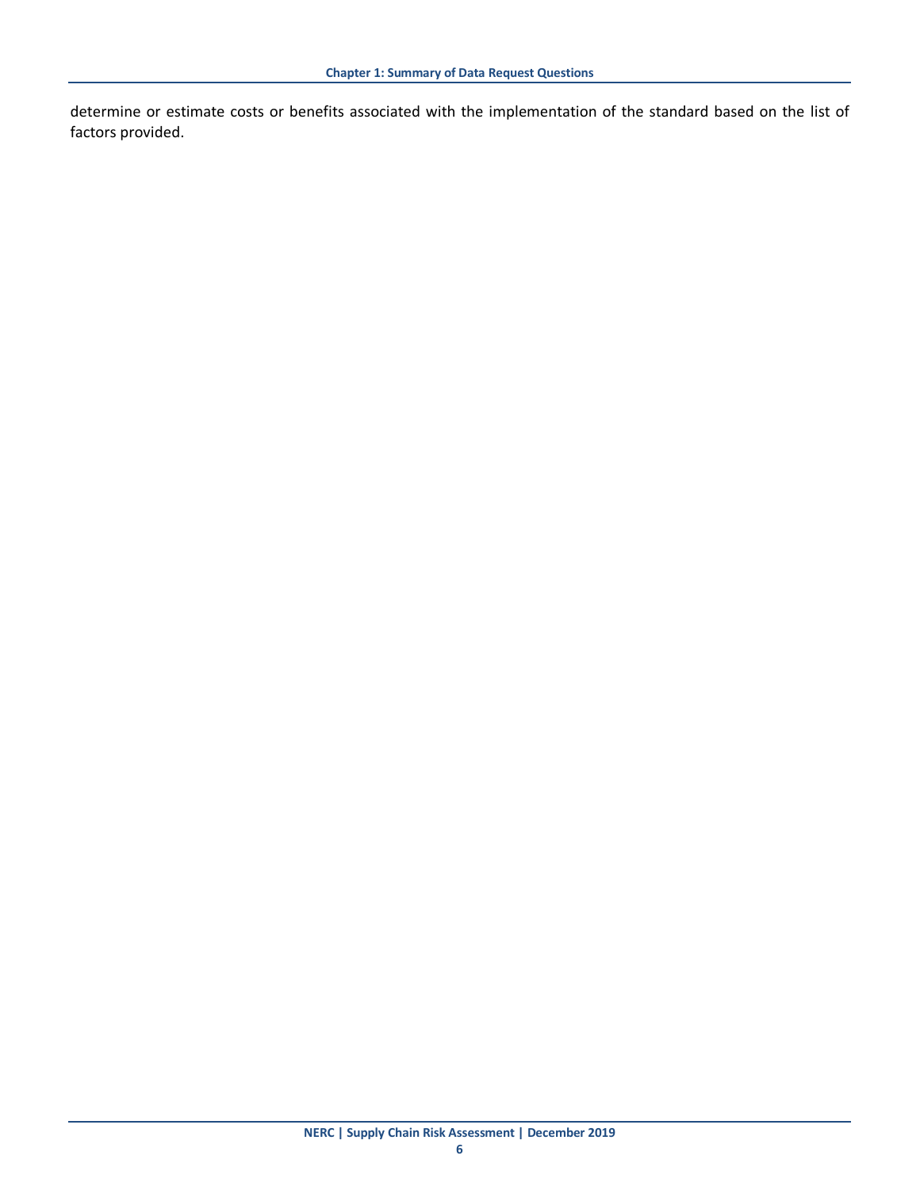determine or estimate costs or benefits associated with the implementation of the standard based on the list of factors provided.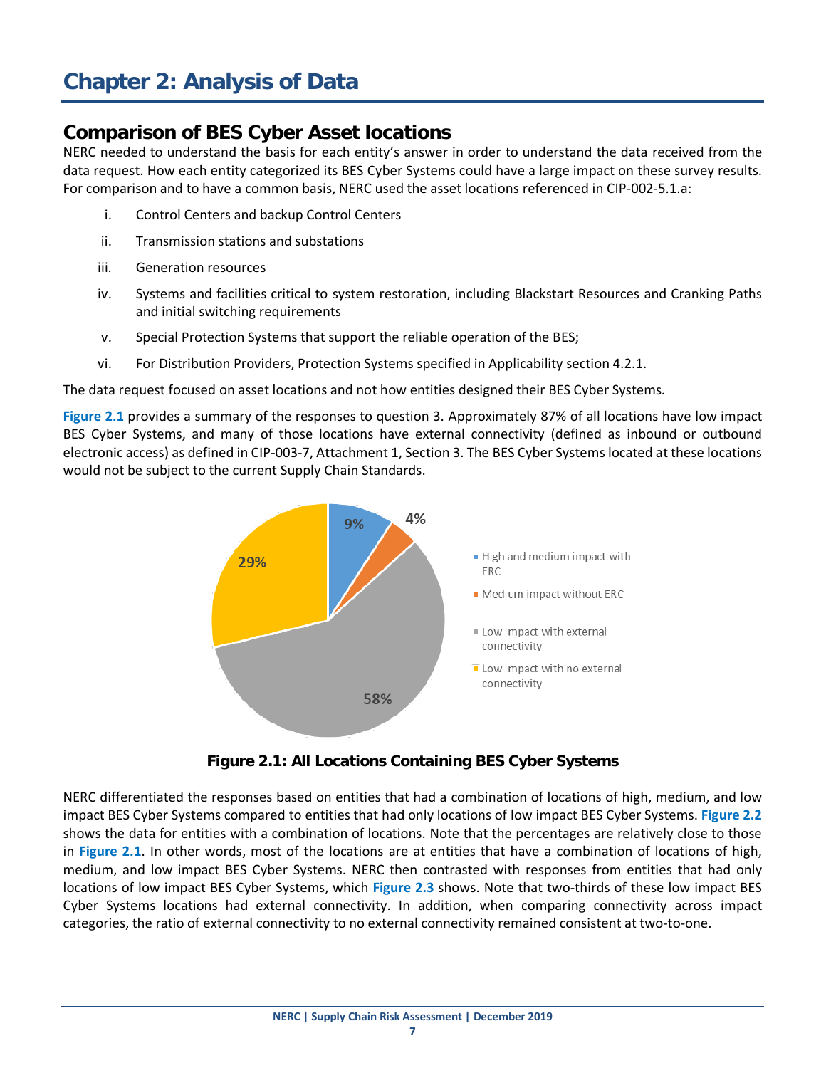# Chapter 2: Analysis of Data

## Comparison of BES Cyber Asset locations

NERC needed to understand the basis for each entity's answer in order to understand the data received from the data request. How each entity categorized its BES Cyber Systems could have a large impact on these survey results. For comparison and to have a common basis, NERC used the asset locations referenced in CIP-002-5.1.a:

i. Control Centers and backup Control Centers

ii. Transmission stations and substations

iii. Generation resources

iv. Systems and facilities critical to system restoration, including Blackstart Resources and Cranking Paths and initial switching requirements

v. Special Protection Systems that support the reliable operation of the BES;

vi. For Distribution Providers, Protection Systems specified in Applicability section 4.2.1.

The data request focused on asset locations and not how entities designed their BES Cyber Systems.

**Figure 2.1** provides a summary of the responses to question 3. Approximately 87% of all locations have low impact BES Cyber Systems, and many of those locations have external connectivity (defined as inbound or outbound electronic access) as defined in CIP-003-7, Attachment 1, Section 3. The BES Cyber Systems located at these locations would not be subject to the current Supply Chain Standards.

| Category | Percentage |
|---|---|
| High and medium impact with ERC | 9% |
| Medium impact without ERC | 4% |
| Low impact with external connectivity | 58% |
| Low impact with no external connectivity | 29% |

**Figure 2.1: All Locations Containing BES Cyber Systems**

NERC differentiated the responses based on entities that had a combination of locations of high, medium, and low impact BES Cyber Systems compared to entities that had only locations of low impact BES Cyber Systems. **Figure 2.2** shows the data for entities with a combination of locations. Note that the percentages are relatively close to those in **Figure 2.1**. In other words, most of the locations are at entities that have a combination of locations of high, medium, and low impact BES Cyber Systems. NERC then contrasted with responses from entities that had only locations of low impact BES Cyber Systems, which **Figure 2.3** shows. Note that two-thirds of these low impact BES Cyber Systems locations had external connectivity. In addition, when comparing connectivity across impact categories, the ratio of external connectivity to no external connectivity remained consistent at two-to-one.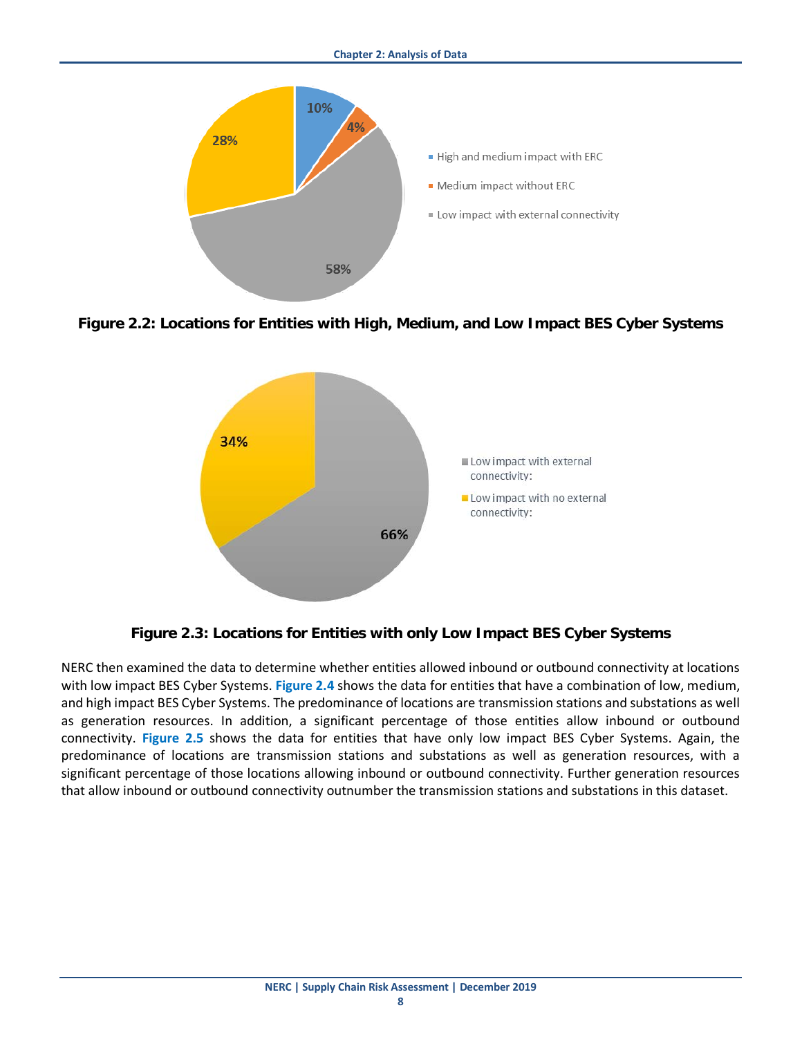**Figure 2.2: Locations for Entities with High, Medium, and Low Impact BES Cyber Systems**

**Figure 2.3: Locations for Entities with only Low Impact BES Cyber Systems**

NERC then examined the data to determine whether entities allowed inbound or outbound connectivity at locations with low impact BES Cyber Systems. **Figure 2.4** shows the data for entities that have a combination of low, medium, and high impact BES Cyber Systems. The predominance of locations are transmission stations and substations as well as generation resources. In addition, a significant percentage of those entities allow inbound or outbound connectivity. **Figure 2.5** shows the data for entities that have only low impact BES Cyber Systems. Again, the predominance of locations are transmission stations and substations as well as generation resources, with a significant percentage of those locations allowing inbound or outbound connectivity. Further generation resources that allow inbound or outbound connectivity outnumber the transmission stations and substations in this dataset.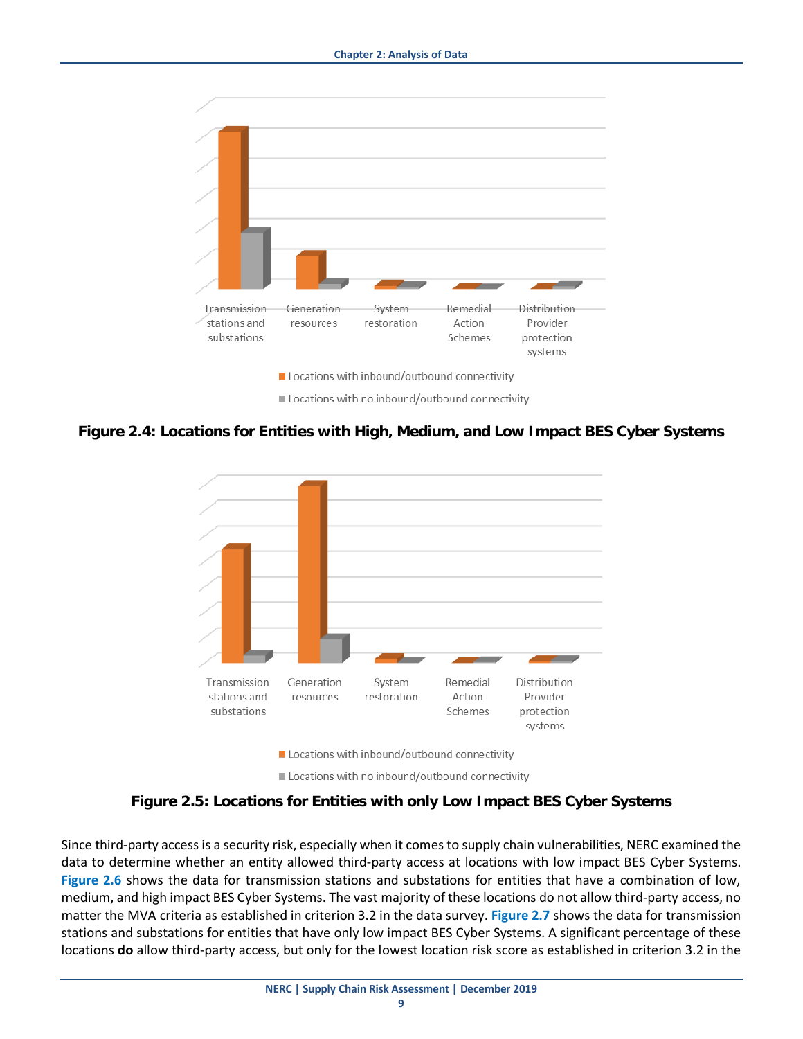Transmission stations and substations | Generation resources | System restoration | Remedial Action Schemes | Distribution Provider protection systems

■ Locations with inbound/outbound connectivity

■ Locations with no inbound/outbound connectivity

**Figure 2.4: Locations for Entities with High, Medium, and Low Impact BES Cyber Systems**

Transmission stations and substations | Generation resources | System restoration | Remedial Action Schemes | Distribution Provider protection systems

■ Locations with inbound/outbound connectivity

■ Locations with no inbound/outbound connectivity

**Figure 2.5: Locations for Entities with only Low Impact BES Cyber Systems**

Since third-party access is a security risk, especially when it comes to supply chain vulnerabilities, NERC examined the data to determine whether an entity allowed third-party access at locations with low impact BES Cyber Systems. Figure 2.6 shows the data for transmission stations and substations for entities that have a combination of low, medium, and high impact BES Cyber Systems. The vast majority of these locations do not allow third-party access, no matter the MVA criteria as established in criterion 3.2 in the data survey. Figure 2.7 shows the data for transmission stations and substations for entities that have only low impact BES Cyber Systems. A significant percentage of these locations **do** allow third-party access, but only for the lowest location risk score as established in criterion 3.2 in the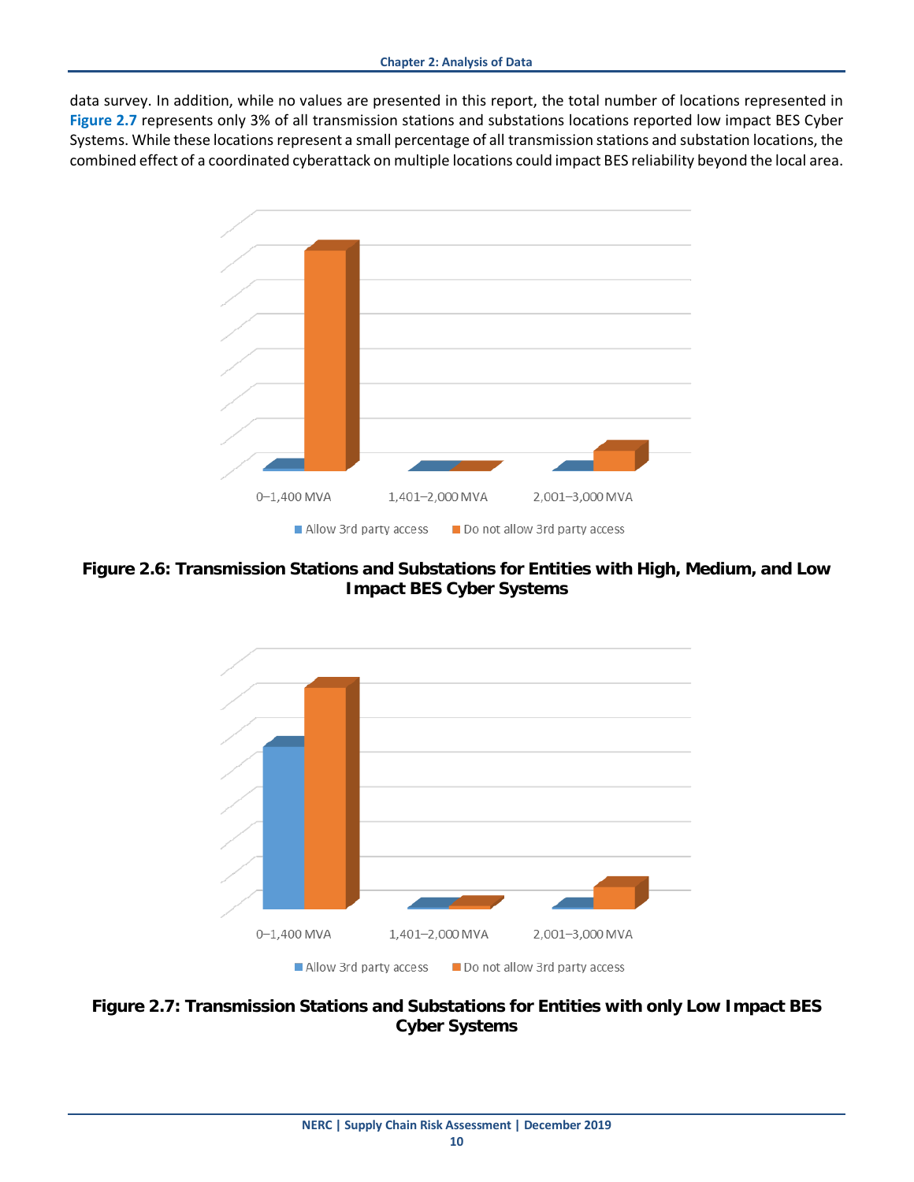data survey. In addition, while no values are presented in this report, the total number of locations represented in **Figure 2.7** represents only 3% of all transmission stations and substations locations reported low impact BES Cyber Systems. While these locations represent a small percentage of all transmission stations and substation locations, the combined effect of a coordinated cyberattack on multiple locations could impact BES reliability beyond the local area.

0–1,400 MVA | 1,401–2,000 MVA | 2,001–3,000 MVA

Allow 3rd party access | Do not allow 3rd party access

**Figure 2.6: Transmission Stations and Substations for Entities with High, Medium, and Low Impact BES Cyber Systems**

0–1,400 MVA | 1,401–2,000 MVA | 2,001–3,000 MVA

Allow 3rd party access | Do not allow 3rd party access

**Figure 2.7: Transmission Stations and Substations for Entities with only Low Impact BES Cyber Systems**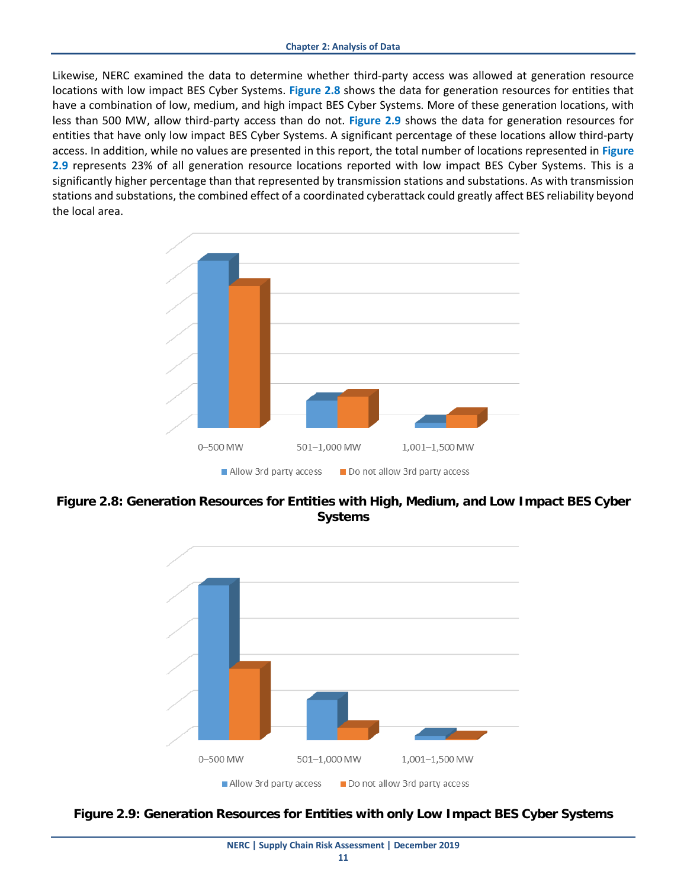Likewise, NERC examined the data to determine whether third-party access was allowed at generation resource locations with low impact BES Cyber Systems. **Figure 2.8** shows the data for generation resources for entities that have a combination of low, medium, and high impact BES Cyber Systems. More of these generation locations, with less than 500 MW, allow third-party access than do not. **Figure 2.9** shows the data for generation resources for entities that have only low impact BES Cyber Systems. A significant percentage of these locations allow third-party access. In addition, while no values are presented in this report, the total number of locations represented in **Figure 2.9** represents 23% of all generation resource locations reported with low impact BES Cyber Systems. This is a significantly higher percentage than that represented by transmission stations and substations. As with transmission stations and substations, the combined effect of a coordinated cyberattack could greatly affect BES reliability beyond the local area.

0–500 MW | 501–1,000 MW | 1,001–1,500 MW

Allow 3rd party access | Do not allow 3rd party access

**Figure 2.8: Generation Resources for Entities with High, Medium, and Low Impact BES Cyber Systems**

0–500 MW | 501–1,000 MW | 1,001–1,500 MW

Allow 3rd party access | Do not allow 3rd party access

**Figure 2.9: Generation Resources for Entities with only Low Impact BES Cyber Systems**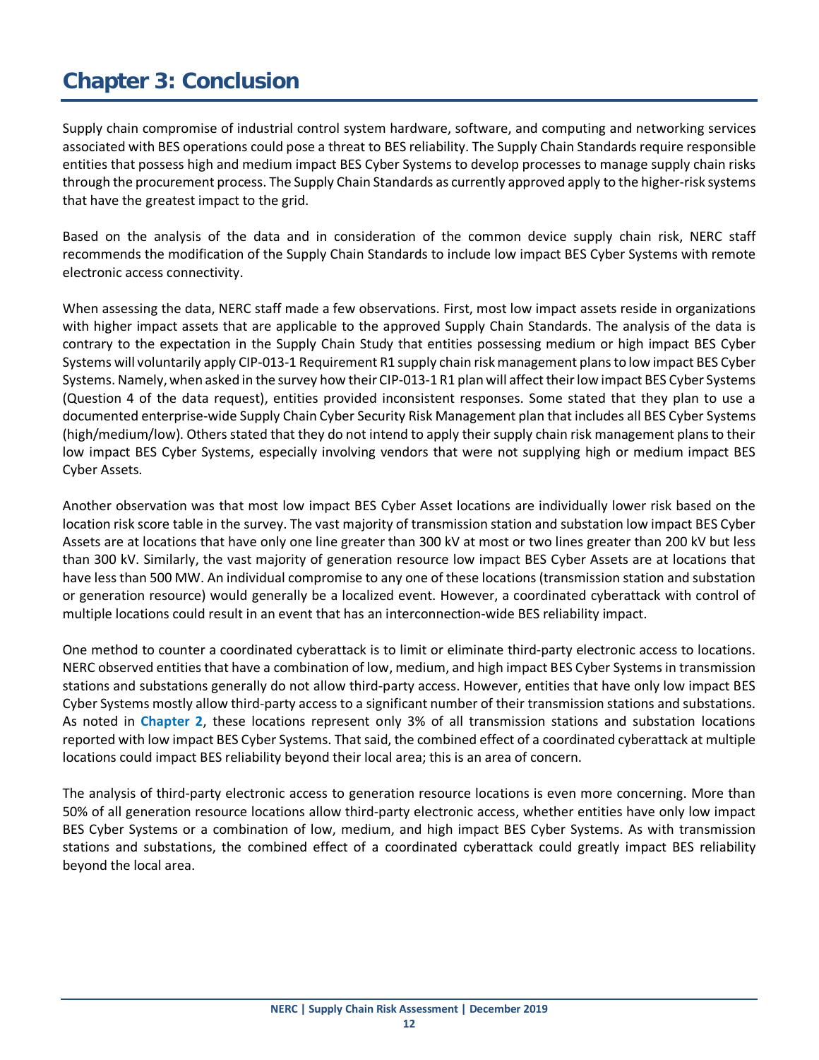# Chapter 3: Conclusion

Supply chain compromise of industrial control system hardware, software, and computing and networking services associated with BES operations could pose a threat to BES reliability. The Supply Chain Standards require responsible entities that possess high and medium impact BES Cyber Systems to develop processes to manage supply chain risks through the procurement process. The Supply Chain Standards as currently approved apply to the higher-risk systems that have the greatest impact to the grid.

Based on the analysis of the data and in consideration of the common device supply chain risk, NERC staff recommends the modification of the Supply Chain Standards to include low impact BES Cyber Systems with remote electronic access connectivity.

When assessing the data, NERC staff made a few observations. First, most low impact assets reside in organizations with higher impact assets that are applicable to the approved Supply Chain Standards. The analysis of the data is contrary to the expectation in the Supply Chain Study that entities possessing medium or high impact BES Cyber Systems will voluntarily apply CIP-013-1 Requirement R1 supply chain risk management plans to low impact BES Cyber Systems. Namely, when asked in the survey how their CIP-013-1 R1 plan will affect their low impact BES Cyber Systems (Question 4 of the data request), entities provided inconsistent responses. Some stated that they plan to use a documented enterprise-wide Supply Chain Cyber Security Risk Management plan that includes all BES Cyber Systems (high/medium/low). Others stated that they do not intend to apply their supply chain risk management plans to their low impact BES Cyber Systems, especially involving vendors that were not supplying high or medium impact BES Cyber Assets.

Another observation was that most low impact BES Cyber Asset locations are individually lower risk based on the location risk score table in the survey. The vast majority of transmission station and substation low impact BES Cyber Assets are at locations that have only one line greater than 300 kV at most or two lines greater than 200 kV but less than 300 kV. Similarly, the vast majority of generation resource low impact BES Cyber Assets are at locations that have less than 500 MW. An individual compromise to any one of these locations (transmission station and substation or generation resource) would generally be a localized event. However, a coordinated cyberattack with control of multiple locations could result in an event that has an interconnection-wide BES reliability impact.

One method to counter a coordinated cyberattack is to limit or eliminate third-party electronic access to locations. NERC observed entities that have a combination of low, medium, and high impact BES Cyber Systems in transmission stations and substations generally do not allow third-party access. However, entities that have only low impact BES Cyber Systems mostly allow third-party access to a significant number of their transmission stations and substations. As noted in **Chapter 2**, these locations represent only 3% of all transmission stations and substation locations reported with low impact BES Cyber Systems. That said, the combined effect of a coordinated cyberattack at multiple locations could impact BES reliability beyond their local area; this is an area of concern.

The analysis of third-party electronic access to generation resource locations is even more concerning. More than 50% of all generation resource locations allow third-party electronic access, whether entities have only low impact BES Cyber Systems or a combination of low, medium, and high impact BES Cyber Systems. As with transmission stations and substations, the combined effect of a coordinated cyberattack could greatly impact BES reliability beyond the local area.